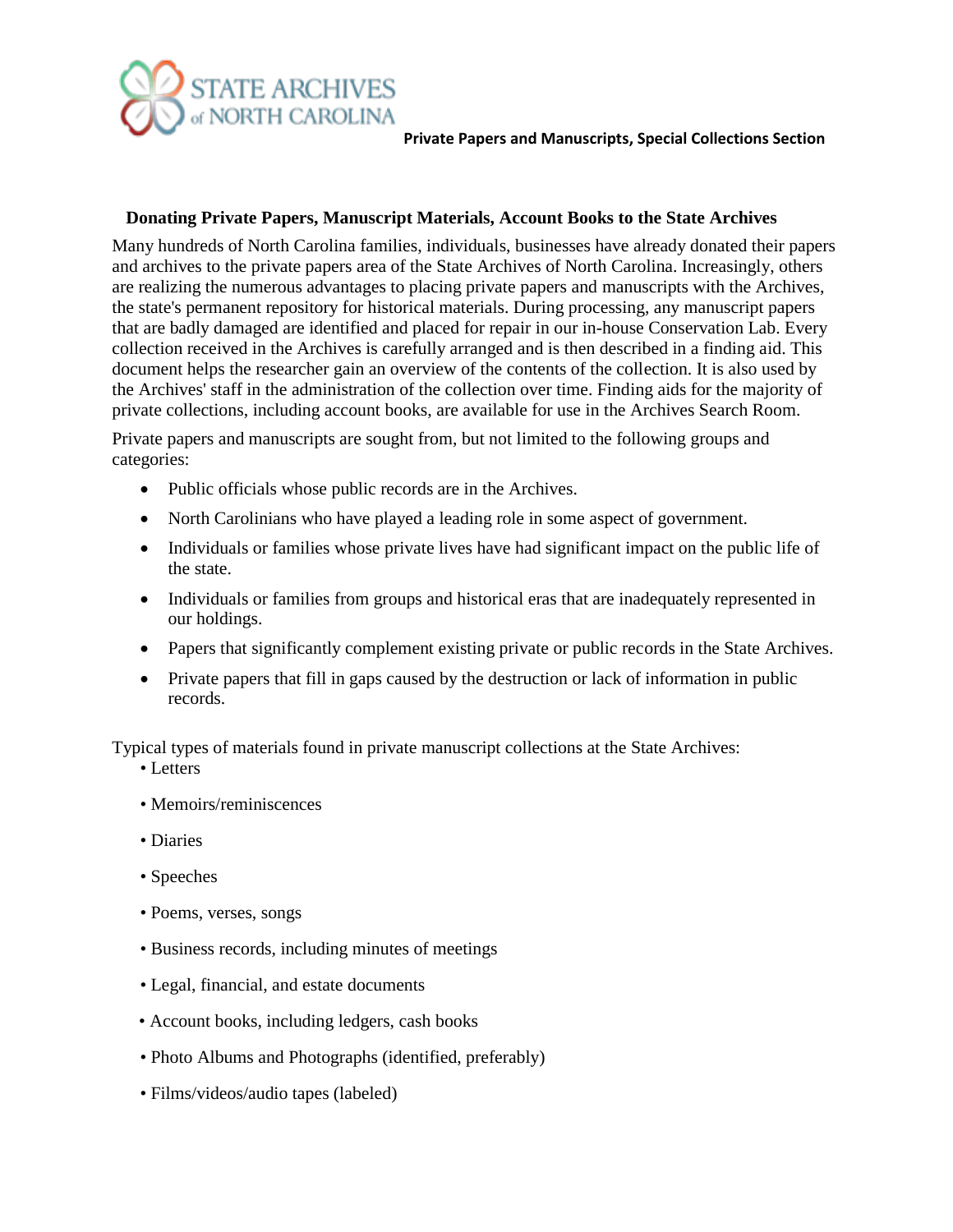STATE ARCHIVES of NORTH CAROLINA

**Private Papers and Manuscripts, Special Collections Section**

## Donating Private Papers, Manuscript Materials, Account Books to the State Archives

Many hundreds of North Carolina families, individuals, businesses have already donated their papers and archives to the private papers area of the State Archives of North Carolina. Increasingly, others are realizing the numerous advantages to placing private papers and manuscripts with the Archives, the state's permanent repository for historical materials. During processing, any manuscript papers that are badly damaged are identified and placed for repair in our in-house Conservation Lab. Every collection received in the Archives is carefully arranged and is then described in a finding aid. This document helps the researcher gain an overview of the contents of the collection. It is also used by the Archives' staff in the administration of the collection over time. Finding aids for the majority of private collections, including account books, are available for use in the Archives Search Room.

Private papers and manuscripts are sought from, but not limited to the following groups and categories:

- Public officials whose public records are in the Archives.
- North Carolinians who have played a leading role in some aspect of government.
- Individuals or families whose private lives have had significant impact on the public life of the state.
- Individuals or families from groups and historical eras that are inadequately represented in our holdings.
- Papers that significantly complement existing private or public records in the State Archives.
- Private papers that fill in gaps caused by the destruction or lack of information in public records.

Typical types of materials found in private manuscript collections at the State Archives:

- Letters
- Memoirs/reminiscences
- Diaries
- Speeches
- Poems, verses, songs
- Business records, including minutes of meetings
- Legal, financial, and estate documents
- Account books, including ledgers, cash books
- Photo Albums and Photographs (identified, preferably)
- Films/videos/audio tapes (labeled)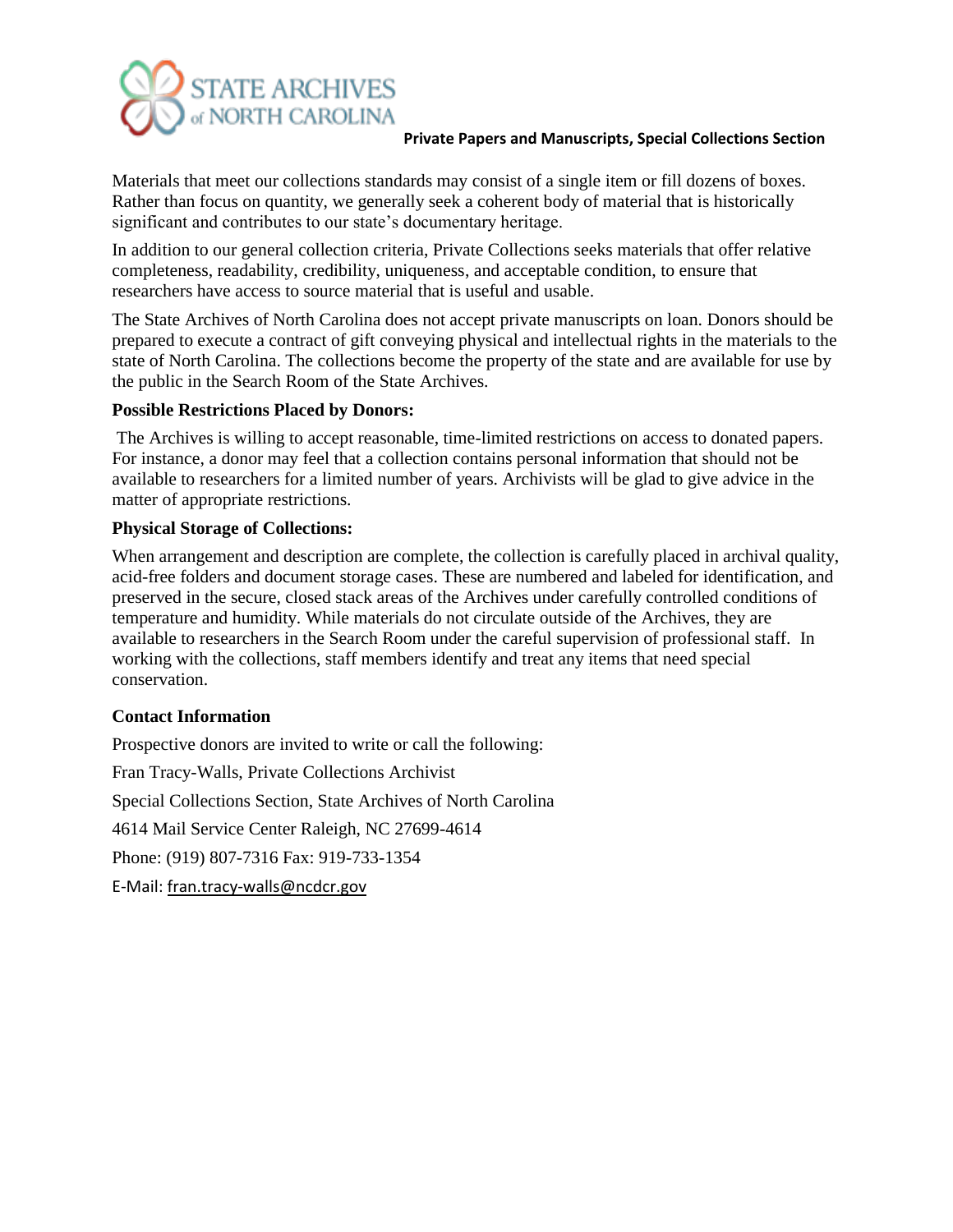Materials that meet our collections standards may consist of a single item or fill dozens of boxes. Rather than focus on quantity, we generally seek a coherent body of material that is historically significant and contributes to our state's documentary heritage.

In addition to our general collection criteria, Private Collections seeks materials that offer relative completeness, readability, credibility, uniqueness, and acceptable condition, to ensure that researchers have access to source material that is useful and usable.

The State Archives of North Carolina does not accept private manuscripts on loan. Donors should be prepared to execute a contract of gift conveying physical and intellectual rights in the materials to the state of North Carolina. The collections become the property of the state and are available for use by the public in the Search Room of the State Archives.

**Possible Restrictions Placed by Donors:**

The Archives is willing to accept reasonable, time-limited restrictions on access to donated papers. For instance, a donor may feel that a collection contains personal information that should not be available to researchers for a limited number of years. Archivists will be glad to give advice in the matter of appropriate restrictions.

**Physical Storage of Collections:**

When arrangement and description are complete, the collection is carefully placed in archival quality, acid-free folders and document storage cases. These are numbered and labeled for identification, and preserved in the secure, closed stack areas of the Archives under carefully controlled conditions of temperature and humidity. While materials do not circulate outside of the Archives, they are available to researchers in the Search Room under the careful supervision of professional staff. In working with the collections, staff members identify and treat any items that need special conservation.

**Contact Information**

Prospective donors are invited to write or call the following:

Fran Tracy-Walls, Private Collections Archivist

Special Collections Section, State Archives of North Carolina

4614 Mail Service Center Raleigh, NC 27699-4614

Phone: (919) 807-7316 Fax: 919-733-1354

E-Mail: fran.tracy-walls@ncdcr.gov